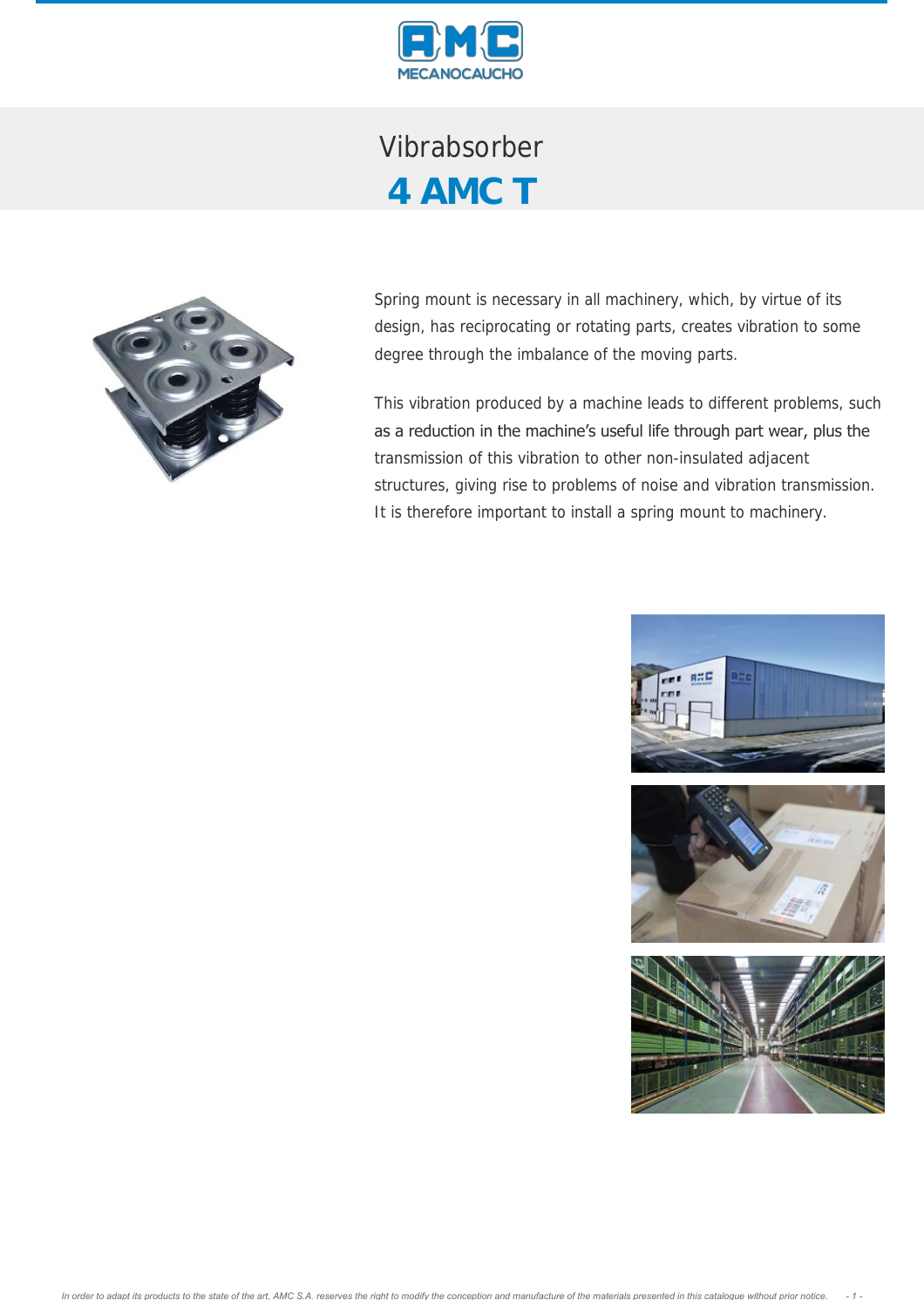# Vibrabsorber

## 4 AMC T

Spring mount is necessary in all machinery, which, by virtue of its design, has reciprocating or rotating parts, creates vibration to some degree through the imbalance of the moving parts.

This vibration produced by a machine leads to different problems, such as a reduction in the machine's useful life through part wear, plus the transmission of this vibration to other non-insulated adjacent structures, giving rise to problems of noise and vibration transmission. It is therefore important to install a spring mount to machinery.

*In order to adapt its products to the state of the art, AMC S.A. reserves the right to modify the conception and manufacture of the materials presented in this catalogue without prior notice.*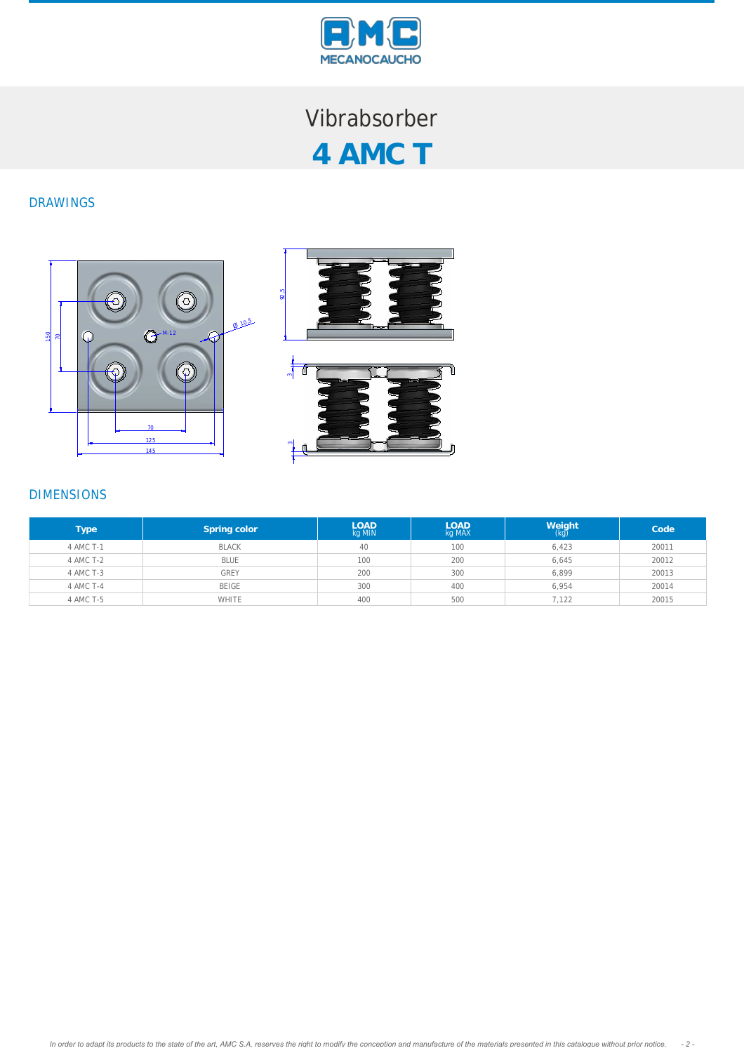# Vibrabsorber

# 4 AMC T

## DRAWINGS

## DIMENSIONS

| Type | Spring color | LOAD kg MIN | LOAD kg MAX | Weight (kg) | Code |
|---|---|---|---|---|---|
| 4 AMC T-1 | BLACK | 40 | 100 | 6,423 | 20011 |
| 4 AMC T-2 | BLUE | 100 | 200 | 6,645 | 20012 |
| 4 AMC T-3 | GREY | 200 | 300 | 6,899 | 20013 |
| 4 AMC T-4 | BEIGE | 300 | 400 | 6,954 | 20014 |
| 4 AMC T-5 | WHITE | 400 | 500 | 7,122 | 20015 |

*In order to adapt its products to the state of the art, AMC S.A. reserves the right to modify the conception and manufacture of the materials presented in this catalogue without prior notice.*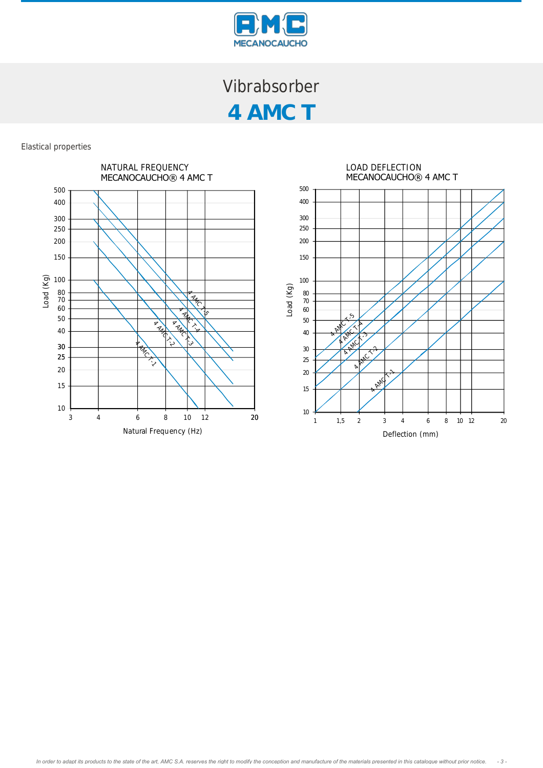MECANOCAUCHO

# Vibrabsorber

# 4 AMC T

Elastical properties

NATURAL FREQUENCY
MECANOCAUCHO® 4 AMC T

Load (Kg)

500
400
300
250
200
150
100
80
70
60
50
40
30
25
20
15
10

3
4
6
8
10
12
20

Natural Frequency (Hz)

4 AMC T-5
4 AMC T-4
4 AMC T-3
4 AMC T-2
4 AMC T-1

LOAD DEFLECTION
MECANOCAUCHO® 4 AMC T

Load (Kg)

500
400
300
250
200
150
100
80
70
60
50
40
30
25
20
15
10

1
1,5
2
3
4
6
8
10
12
20

Deflection (mm)

4 AMC T-5
4 AMC T-4
4 AMC T-3
4 AMC T-2
4 AMC T-1

*In order to adapt its products to the state of the art, AMC S.A. reserves the right to modify the conception and manufacture of the materials presented in this catalogue without prior notice.*